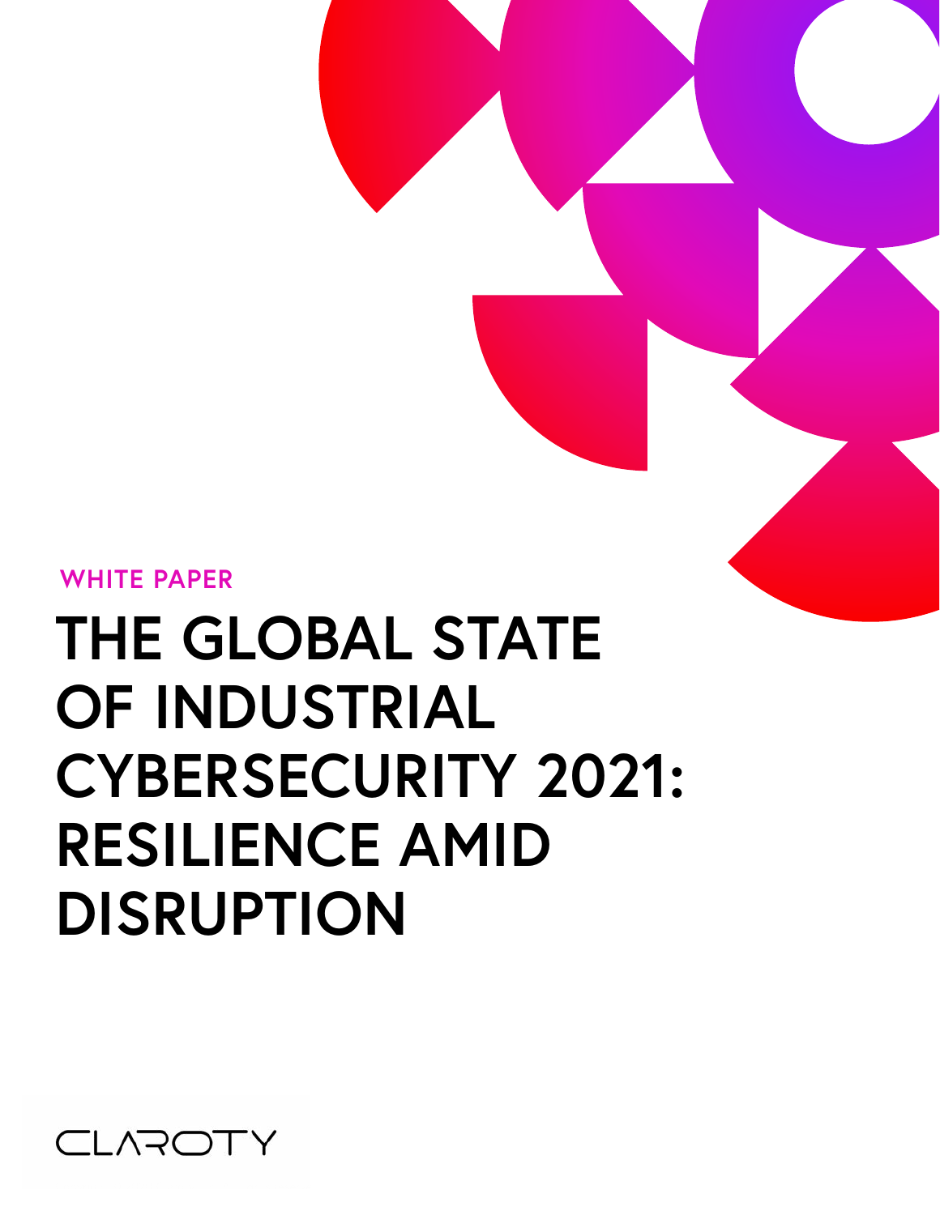WHITE PAPER

# THE GLOBAL STATE OF INDUSTRIAL CYBERSECURITY 2021: RESILIENCE AMID DISRUPTION

CLAROTY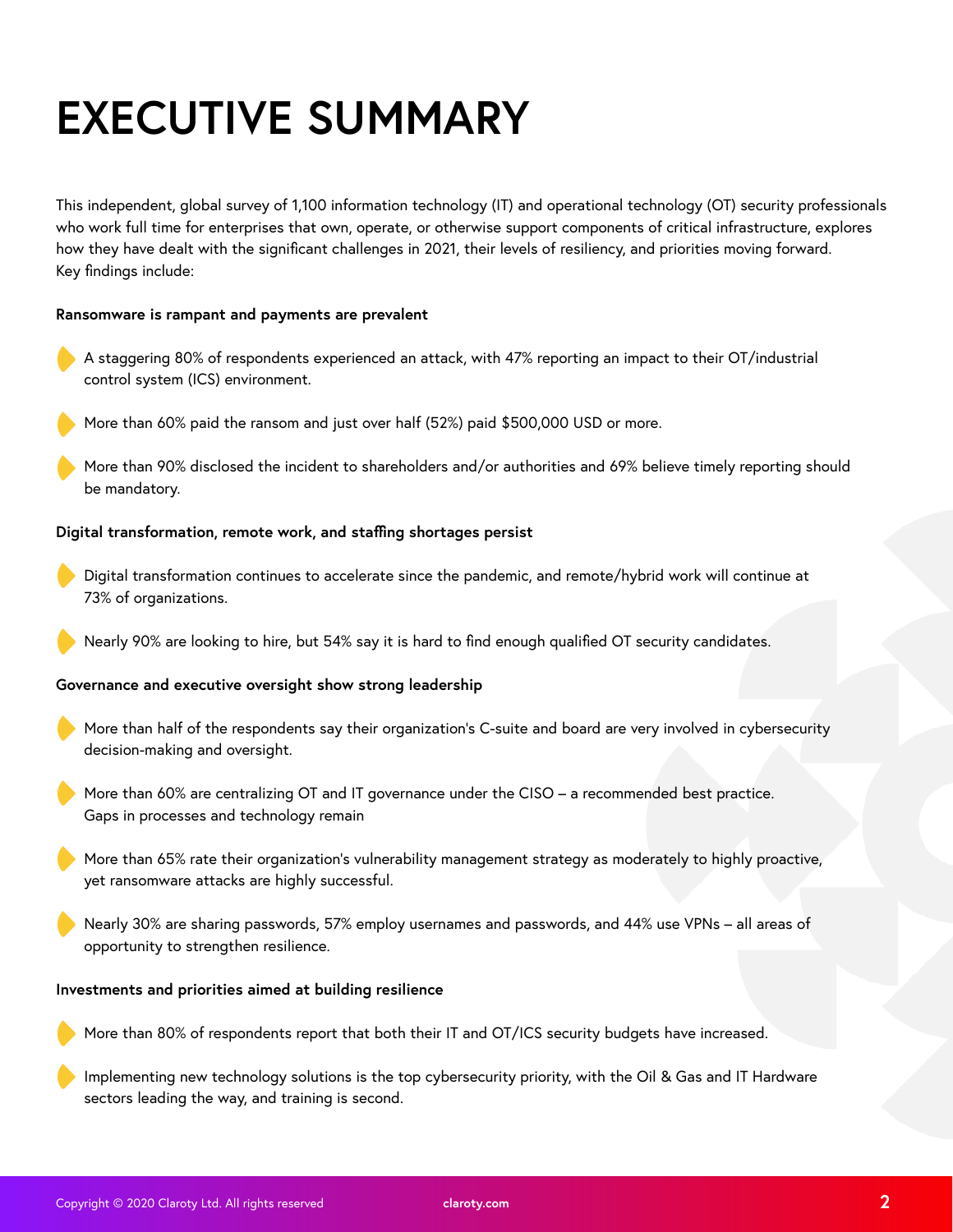# EXECUTIVE SUMMARY

This independent, global survey of 1,100 information technology (IT) and operational technology (OT) security professionals who work full time for enterprises that own, operate, or otherwise support components of critical infrastructure, explores how they have dealt with the significant challenges in 2021, their levels of resiliency, and priorities moving forward. Key findings include:

**Ransomware is rampant and payments are prevalent**

- A staggering 80% of respondents experienced an attack, with 47% reporting an impact to their OT/industrial control system (ICS) environment.
- More than 60% paid the ransom and just over half (52%) paid $500,000 USD or more.
- More than 90% disclosed the incident to shareholders and/or authorities and 69% believe timely reporting should be mandatory.

**Digital transformation, remote work, and staffing shortages persist**

- Digital transformation continues to accelerate since the pandemic, and remote/hybrid work will continue at 73% of organizations.
- Nearly 90% are looking to hire, but 54% say it is hard to find enough qualified OT security candidates.

**Governance and executive oversight show strong leadership**

- More than half of the respondents say their organization's C-suite and board are very involved in cybersecurity decision-making and oversight.
- More than 60% are centralizing OT and IT governance under the CISO – a recommended best practice. Gaps in processes and technology remain
- More than 65% rate their organization's vulnerability management strategy as moderately to highly proactive, yet ransomware attacks are highly successful.
- Nearly 30% are sharing passwords, 57% employ usernames and passwords, and 44% use VPNs – all areas of opportunity to strengthen resilience.

**Investments and priorities aimed at building resilience**

- More than 80% of respondents report that both their IT and OT/ICS security budgets have increased.
- Implementing new technology solutions is the top cybersecurity priority, with the Oil & Gas and IT Hardware sectors leading the way, and training is second.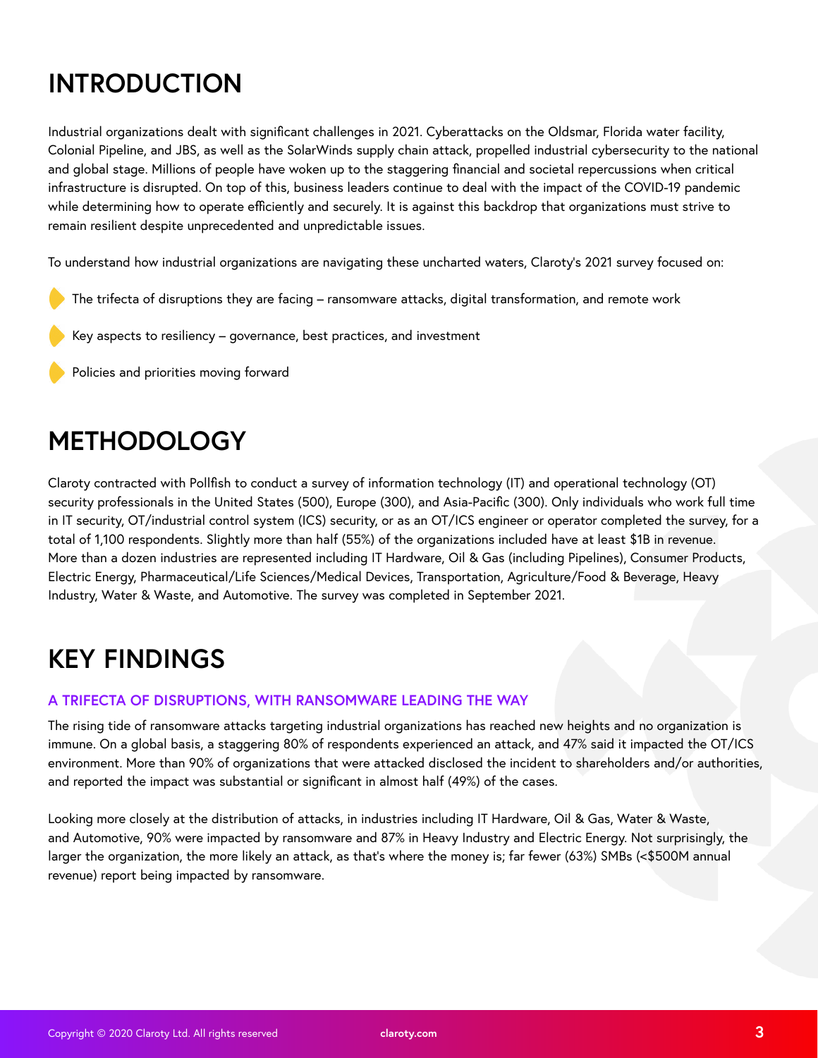# INTRODUCTION

Industrial organizations dealt with significant challenges in 2021. Cyberattacks on the Oldsmar, Florida water facility, Colonial Pipeline, and JBS, as well as the SolarWinds supply chain attack, propelled industrial cybersecurity to the national and global stage. Millions of people have woken up to the staggering financial and societal repercussions when critical infrastructure is disrupted. On top of this, business leaders continue to deal with the impact of the COVID-19 pandemic while determining how to operate efficiently and securely. It is against this backdrop that organizations must strive to remain resilient despite unprecedented and unpredictable issues.

To understand how industrial organizations are navigating these uncharted waters, Claroty's 2021 survey focused on:

- The trifecta of disruptions they are facing – ransomware attacks, digital transformation, and remote work
- Key aspects to resiliency – governance, best practices, and investment
- Policies and priorities moving forward

# METHODOLOGY

Claroty contracted with Pollfish to conduct a survey of information technology (IT) and operational technology (OT) security professionals in the United States (500), Europe (300), and Asia-Pacific (300). Only individuals who work full time in IT security, OT/industrial control system (ICS) security, or as an OT/ICS engineer or operator completed the survey, for a total of 1,100 respondents. Slightly more than half (55%) of the organizations included have at least $1B in revenue. More than a dozen industries are represented including IT Hardware, Oil & Gas (including Pipelines), Consumer Products, Electric Energy, Pharmaceutical/Life Sciences/Medical Devices, Transportation, Agriculture/Food & Beverage, Heavy Industry, Water & Waste, and Automotive. The survey was completed in September 2021.

# KEY FINDINGS

## A TRIFECTA OF DISRUPTIONS, WITH RANSOMWARE LEADING THE WAY

The rising tide of ransomware attacks targeting industrial organizations has reached new heights and no organization is immune. On a global basis, a staggering 80% of respondents experienced an attack, and 47% said it impacted the OT/ICS environment. More than 90% of organizations that were attacked disclosed the incident to shareholders and/or authorities, and reported the impact was substantial or significant in almost half (49%) of the cases.

Looking more closely at the distribution of attacks, in industries including IT Hardware, Oil & Gas, Water & Waste, and Automotive, 90% were impacted by ransomware and 87% in Heavy Industry and Electric Energy. Not surprisingly, the larger the organization, the more likely an attack, as that's where the money is; far fewer (63%) SMBs (<$500M annual revenue) report being impacted by ransomware.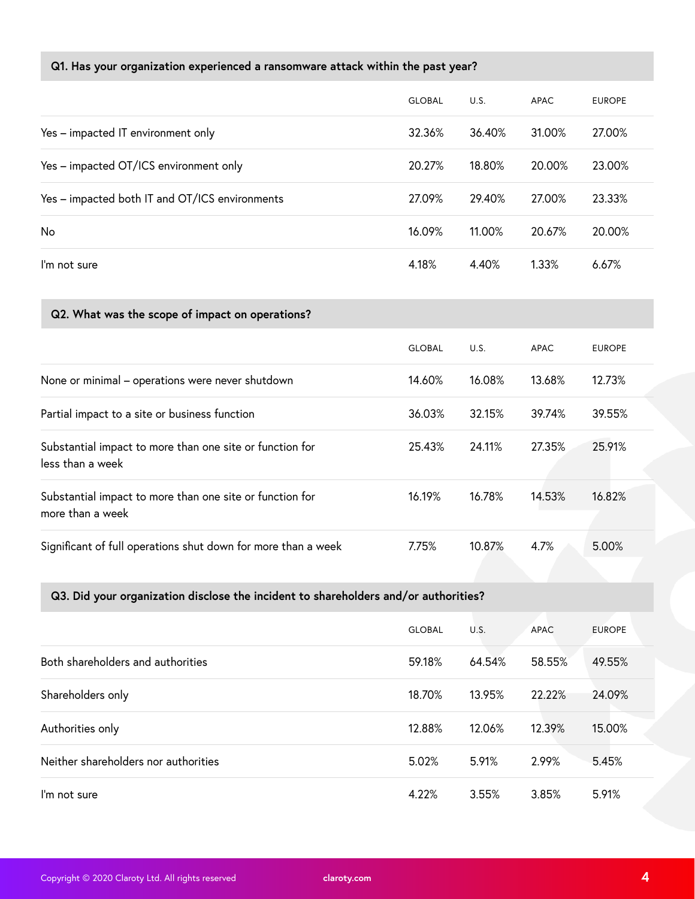| Q1. Has your organization experienced a ransomware attack within the past year? | GLOBAL | U.S. | APAC | EUROPE |
|---|---|---|---|---|
| Yes – impacted IT environment only | 32.36% | 36.40% | 31.00% | 27.00% |
| Yes – impacted OT/ICS environment only | 20.27% | 18.80% | 20.00% | 23.00% |
| Yes – impacted both IT and OT/ICS environments | 27.09% | 29.40% | 27.00% | 23.33% |
| No | 16.09% | 11.00% | 20.67% | 20.00% |
| I'm not sure | 4.18% | 4.40% | 1.33% | 6.67% |

| Q2. What was the scope of impact on operations? | GLOBAL | U.S. | APAC | EUROPE |
|---|---|---|---|---|
| None or minimal – operations were never shutdown | 14.60% | 16.08% | 13.68% | 12.73% |
| Partial impact to a site or business function | 36.03% | 32.15% | 39.74% | 39.55% |
| Substantial impact to more than one site or function for less than a week | 25.43% | 24.11% | 27.35% | 25.91% |
| Substantial impact to more than one site or function for more than a week | 16.19% | 16.78% | 14.53% | 16.82% |
| Significant of full operations shut down for more than a week | 7.75% | 10.87% | 4.7% | 5.00% |

| Q3. Did your organization disclose the incident to shareholders and/or authorities? | GLOBAL | U.S. | APAC | EUROPE |
|---|---|---|---|---|
| Both shareholders and authorities | 59.18% | 64.54% | 58.55% | 49.55% |
| Shareholders only | 18.70% | 13.95% | 22.22% | 24.09% |
| Authorities only | 12.88% | 12.06% | 12.39% | 15.00% |
| Neither shareholders nor authorities | 5.02% | 5.91% | 2.99% | 5.45% |
| I'm not sure | 4.22% | 3.55% | 3.85% | 5.91% |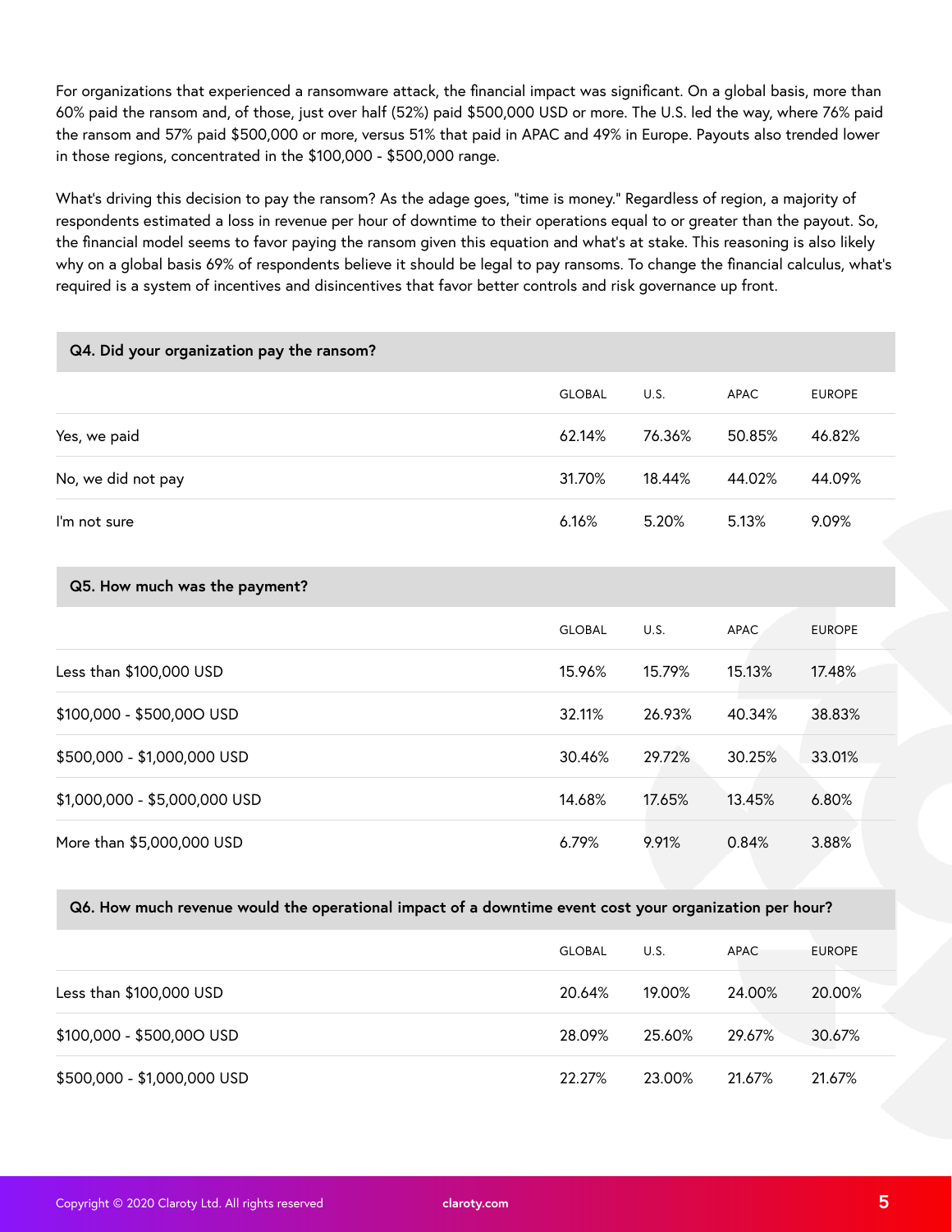For organizations that experienced a ransomware attack, the financial impact was significant. On a global basis, more than 60% paid the ransom and, of those, just over half (52%) paid $500,000 USD or more. The U.S. led the way, where 76% paid the ransom and 57% paid $500,000 or more, versus 51% that paid in APAC and 49% in Europe. Payouts also trended lower in those regions, concentrated in the $100,000 - $500,000 range.

What's driving this decision to pay the ransom? As the adage goes, "time is money." Regardless of region, a majority of respondents estimated a loss in revenue per hour of downtime to their operations equal to or greater than the payout. So, the financial model seems to favor paying the ransom given this equation and what's at stake. This reasoning is also likely why on a global basis 69% of respondents believe it should be legal to pay ransoms. To change the financial calculus, what's required is a system of incentives and disincentives that favor better controls and risk governance up front.

**Q4. Did your organization pay the ransom?**

| | GLOBAL | U.S. | APAC | EUROPE |
|---|---|---|---|---|
| Yes, we paid | 62.14% | 76.36% | 50.85% | 46.82% |
| No, we did not pay | 31.70% | 18.44% | 44.02% | 44.09% |
| I'm not sure | 6.16% | 5.20% | 5.13% | 9.09% |

**Q5. How much was the payment?**

| | GLOBAL | U.S. | APAC | EUROPE |
|---|---|---|---|---|
| Less than $100,000 USD | 15.96% | 15.79% | 15.13% | 17.48% |
| $100,000 - $500,000 USD | 32.11% | 26.93% | 40.34% | 38.83% |
| $500,000 - $1,000,000 USD | 30.46% | 29.72% | 30.25% | 33.01% |
| $1,000,000 - $5,000,000 USD | 14.68% | 17.65% | 13.45% | 6.80% |
| More than $5,000,000 USD | 6.79% | 9.91% | 0.84% | 3.88% |

**Q6. How much revenue would the operational impact of a downtime event cost your organization per hour?**

| | GLOBAL | U.S. | APAC | EUROPE |
|---|---|---|---|---|
| Less than $100,000 USD | 20.64% | 19.00% | 24.00% | 20.00% |
| $100,000 - $500,000 USD | 28.09% | 25.60% | 29.67% | 30.67% |
| $500,000 - $1,000,000 USD | 22.27% | 23.00% | 21.67% | 21.67% |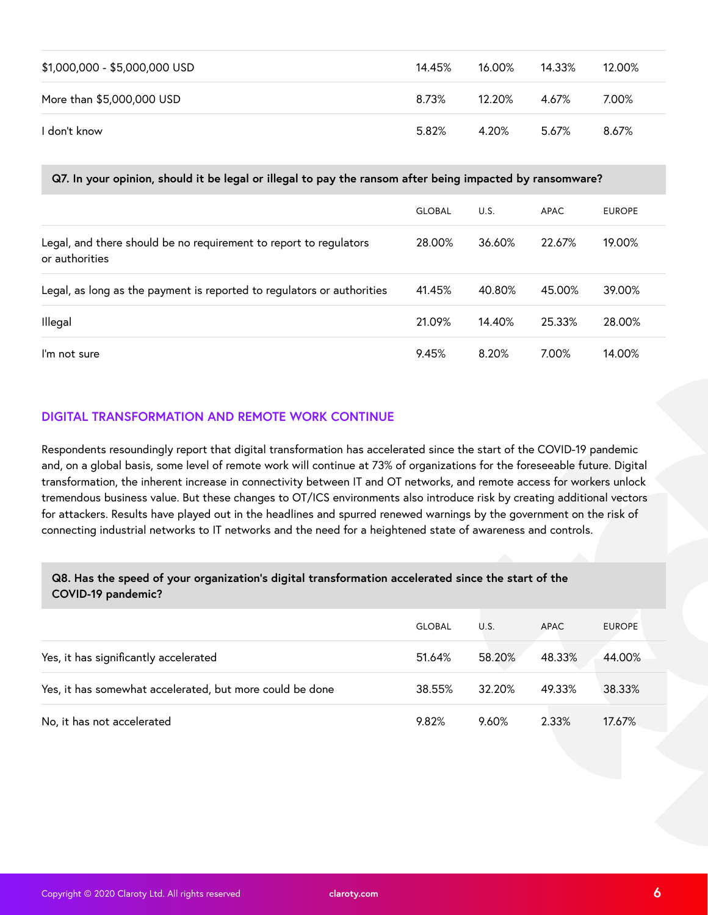| | | | | |
|---|---|---|---|---|
| $1,000,000 - $5,000,000 USD | 14.45% | 16.00% | 14.33% | 12.00% |
| More than $5,000,000 USD | 8.73% | 12.20% | 4.67% | 7.00% |
| I don't know | 5.82% | 4.20% | 5.67% | 8.67% |

**Q7. In your opinion, should it be legal or illegal to pay the ransom after being impacted by ransomware?**

| | GLOBAL | U.S. | APAC | EUROPE |
|---|---|---|---|---|
| Legal, and there should be no requirement to report to regulators or authorities | 28.00% | 36.60% | 22.67% | 19.00% |
| Legal, as long as the payment is reported to regulators or authorities | 41.45% | 40.80% | 45.00% | 39.00% |
| Illegal | 21.09% | 14.40% | 25.33% | 28.00% |
| I'm not sure | 9.45% | 8.20% | 7.00% | 14.00% |

## DIGITAL TRANSFORMATION AND REMOTE WORK CONTINUE

Respondents resoundingly report that digital transformation has accelerated since the start of the COVID-19 pandemic and, on a global basis, some level of remote work will continue at 73% of organizations for the foreseeable future. Digital transformation, the inherent increase in connectivity between IT and OT networks, and remote access for workers unlock tremendous business value. But these changes to OT/ICS environments also introduce risk by creating additional vectors for attackers. Results have played out in the headlines and spurred renewed warnings by the government on the risk of connecting industrial networks to IT networks and the need for a heightened state of awareness and controls.

**Q8. Has the speed of your organization's digital transformation accelerated since the start of the COVID-19 pandemic?**

| | GLOBAL | U.S. | APAC | EUROPE |
|---|---|---|---|---|
| Yes, it has significantly accelerated | 51.64% | 58.20% | 48.33% | 44.00% |
| Yes, it has somewhat accelerated, but more could be done | 38.55% | 32.20% | 49.33% | 38.33% |
| No, it has not accelerated | 9.82% | 9.60% | 2.33% | 17.67% |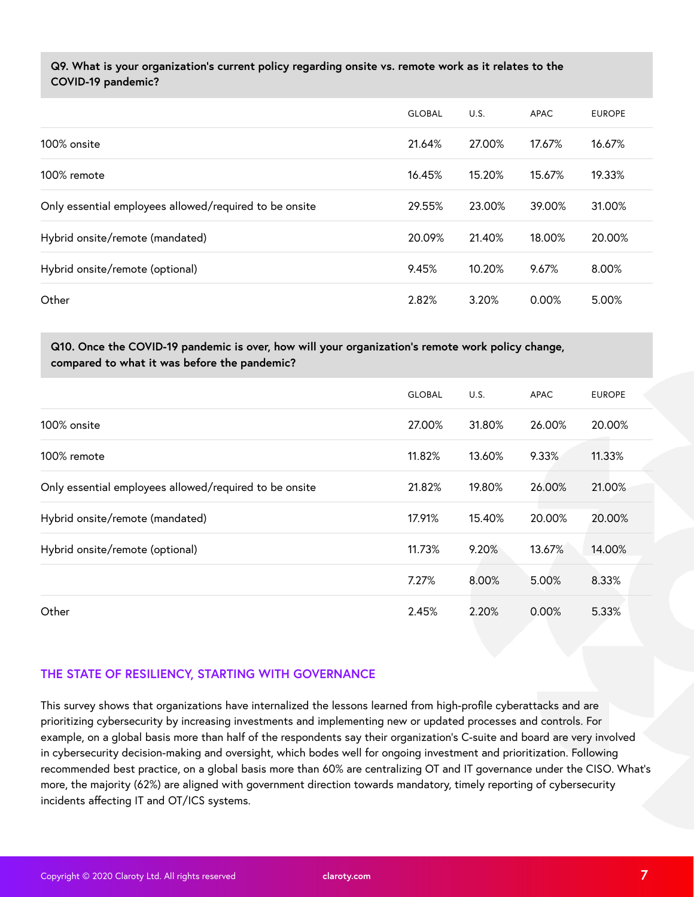**Q9. What is your organization's current policy regarding onsite vs. remote work as it relates to the COVID-19 pandemic?**

| | GLOBAL | U.S. | APAC | EUROPE |
|---|---|---|---|---|
| 100% onsite | 21.64% | 27.00% | 17.67% | 16.67% |
| 100% remote | 16.45% | 15.20% | 15.67% | 19.33% |
| Only essential employees allowed/required to be onsite | 29.55% | 23.00% | 39.00% | 31.00% |
| Hybrid onsite/remote (mandated) | 20.09% | 21.40% | 18.00% | 20.00% |
| Hybrid onsite/remote (optional) | 9.45% | 10.20% | 9.67% | 8.00% |
| Other | 2.82% | 3.20% | 0.00% | 5.00% |

**Q10. Once the COVID-19 pandemic is over, how will your organization's remote work policy change, compared to what it was before the pandemic?**

| | GLOBAL | U.S. | APAC | EUROPE |
|---|---|---|---|---|
| 100% onsite | 27.00% | 31.80% | 26.00% | 20.00% |
| 100% remote | 11.82% | 13.60% | 9.33% | 11.33% |
| Only essential employees allowed/required to be onsite | 21.82% | 19.80% | 26.00% | 21.00% |
| Hybrid onsite/remote (mandated) | 17.91% | 15.40% | 20.00% | 20.00% |
| Hybrid onsite/remote (optional) | 11.73% | 9.20% | 13.67% | 14.00% |
| | 7.27% | 8.00% | 5.00% | 8.33% |
| Other | 2.45% | 2.20% | 0.00% | 5.33% |

## THE STATE OF RESILIENCY, STARTING WITH GOVERNANCE

This survey shows that organizations have internalized the lessons learned from high-profile cyberattacks and are prioritizing cybersecurity by increasing investments and implementing new or updated processes and controls. For example, on a global basis more than half of the respondents say their organization's C-suite and board are very involved in cybersecurity decision-making and oversight, which bodes well for ongoing investment and prioritization. Following recommended best practice, on a global basis more than 60% are centralizing OT and IT governance under the CISO. What's more, the majority (62%) are aligned with government direction towards mandatory, timely reporting of cybersecurity incidents affecting IT and OT/ICS systems.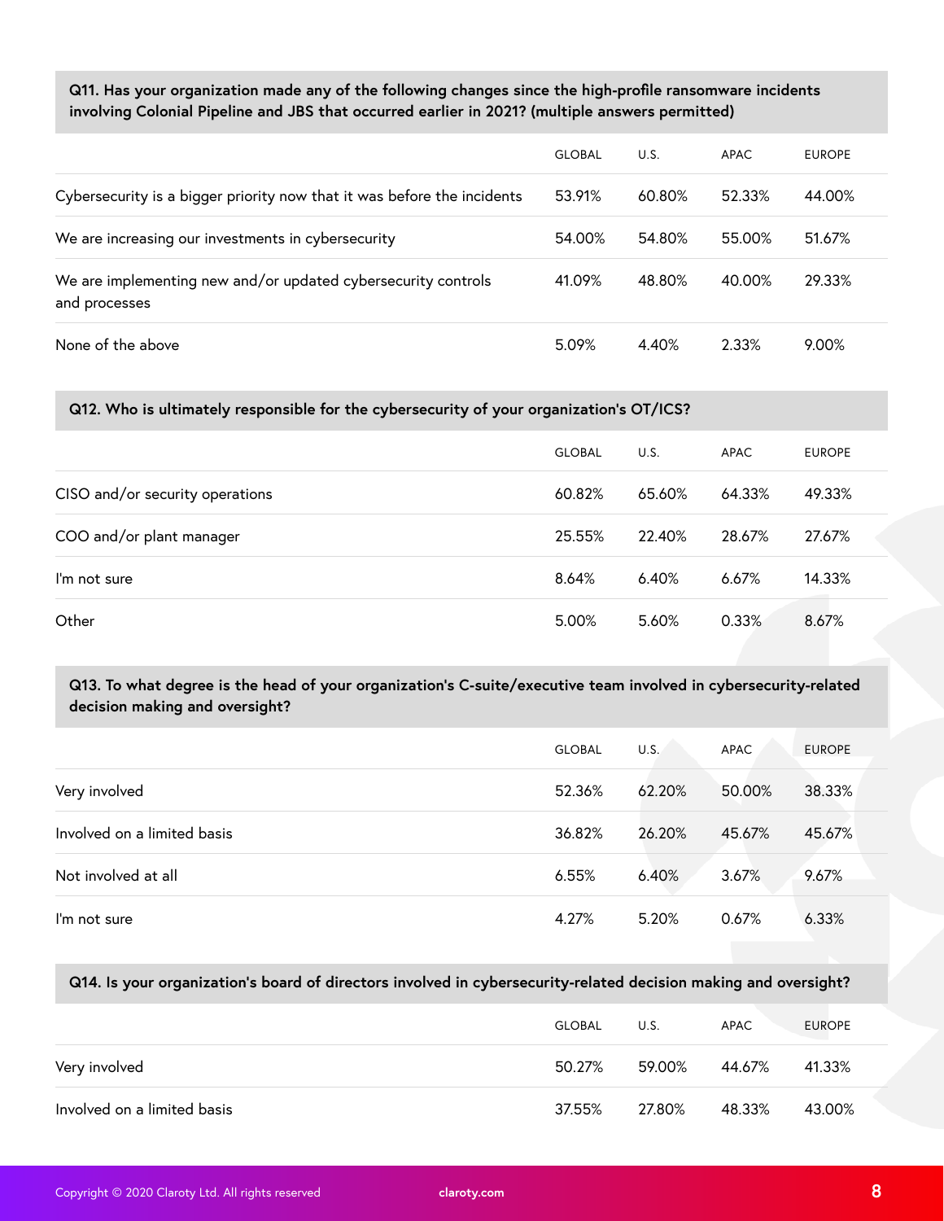**Q11. Has your organization made any of the following changes since the high-profile ransomware incidents involving Colonial Pipeline and JBS that occurred earlier in 2021? (multiple answers permitted)**

| | GLOBAL | U.S. | APAC | EUROPE |
|---|---|---|---|---|
| Cybersecurity is a bigger priority now that it was before the incidents | 53.91% | 60.80% | 52.33% | 44.00% |
| We are increasing our investments in cybersecurity | 54.00% | 54.80% | 55.00% | 51.67% |
| We are implementing new and/or updated cybersecurity controls and processes | 41.09% | 48.80% | 40.00% | 29.33% |
| None of the above | 5.09% | 4.40% | 2.33% | 9.00% |

**Q12. Who is ultimately responsible for the cybersecurity of your organization's OT/ICS?**

| | GLOBAL | U.S. | APAC | EUROPE |
|---|---|---|---|---|
| CISO and/or security operations | 60.82% | 65.60% | 64.33% | 49.33% |
| COO and/or plant manager | 25.55% | 22.40% | 28.67% | 27.67% |
| I'm not sure | 8.64% | 6.40% | 6.67% | 14.33% |
| Other | 5.00% | 5.60% | 0.33% | 8.67% |

**Q13. To what degree is the head of your organization's C-suite/executive team involved in cybersecurity-related decision making and oversight?**

| | GLOBAL | U.S. | APAC | EUROPE |
|---|---|---|---|---|
| Very involved | 52.36% | 62.20% | 50.00% | 38.33% |
| Involved on a limited basis | 36.82% | 26.20% | 45.67% | 45.67% |
| Not involved at all | 6.55% | 6.40% | 3.67% | 9.67% |
| I'm not sure | 4.27% | 5.20% | 0.67% | 6.33% |

**Q14. Is your organization's board of directors involved in cybersecurity-related decision making and oversight?**

| | GLOBAL | U.S. | APAC | EUROPE |
|---|---|---|---|---|
| Very involved | 50.27% | 59.00% | 44.67% | 41.33% |
| Involved on a limited basis | 37.55% | 27.80% | 48.33% | 43.00% |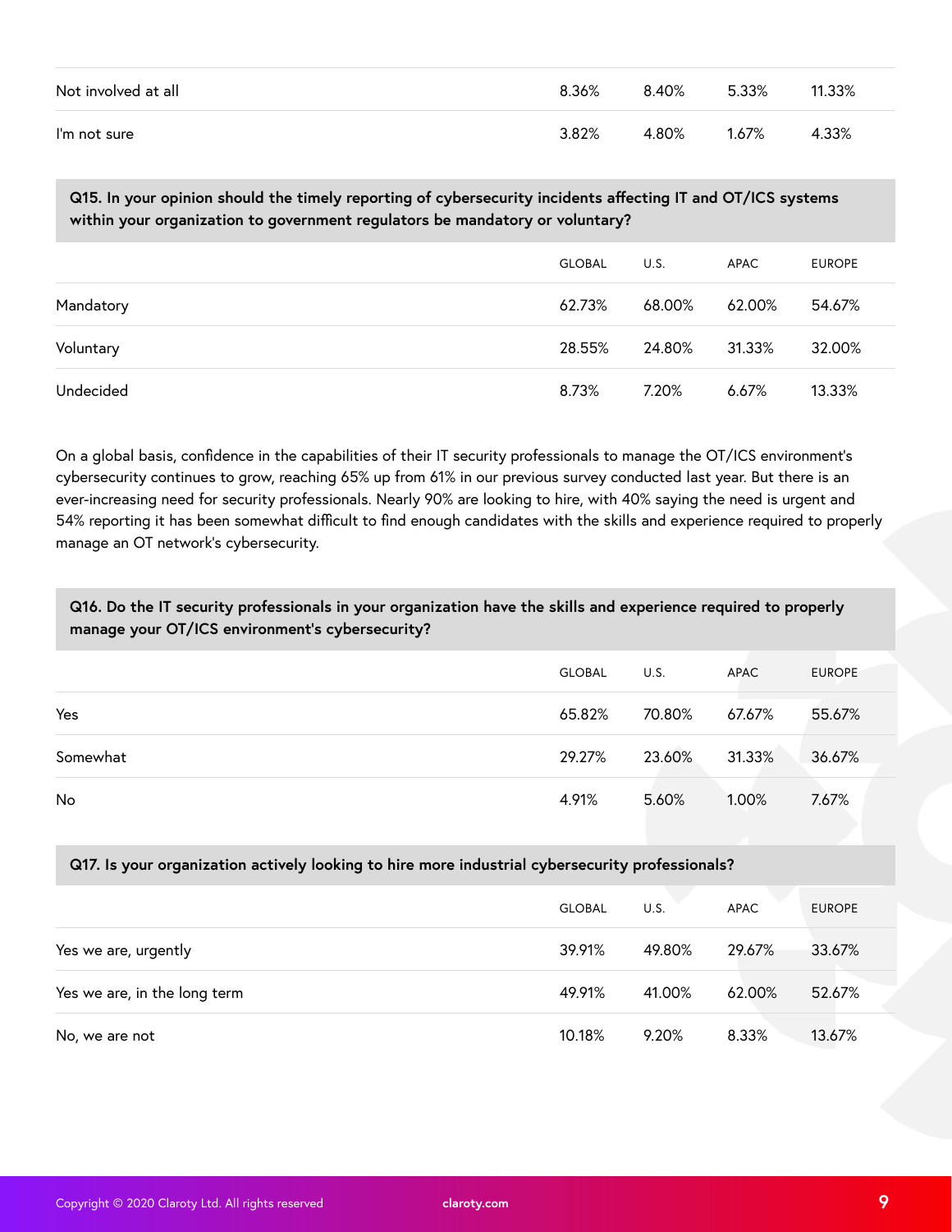| | | | | |
|---|---|---|---|---|
| Not involved at all | 8.36% | 8.40% | 5.33% | 11.33% |
| I'm not sure | 3.82% | 4.80% | 1.67% | 4.33% |

**Q15. In your opinion should the timely reporting of cybersecurity incidents affecting IT and OT/ICS systems within your organization to government regulators be mandatory or voluntary?**

| | GLOBAL | U.S. | APAC | EUROPE |
|---|---|---|---|---|
| Mandatory | 62.73% | 68.00% | 62.00% | 54.67% |
| Voluntary | 28.55% | 24.80% | 31.33% | 32.00% |
| Undecided | 8.73% | 7.20% | 6.67% | 13.33% |

On a global basis, confidence in the capabilities of their IT security professionals to manage the OT/ICS environment's cybersecurity continues to grow, reaching 65% up from 61% in our previous survey conducted last year. But there is an ever-increasing need for security professionals. Nearly 90% are looking to hire, with 40% saying the need is urgent and 54% reporting it has been somewhat difficult to find enough candidates with the skills and experience required to properly manage an OT network's cybersecurity.

**Q16. Do the IT security professionals in your organization have the skills and experience required to properly manage your OT/ICS environment's cybersecurity?**

| | GLOBAL | U.S. | APAC | EUROPE |
|---|---|---|---|---|
| Yes | 65.82% | 70.80% | 67.67% | 55.67% |
| Somewhat | 29.27% | 23.60% | 31.33% | 36.67% |
| No | 4.91% | 5.60% | 1.00% | 7.67% |

**Q17. Is your organization actively looking to hire more industrial cybersecurity professionals?**

| | GLOBAL | U.S. | APAC | EUROPE |
|---|---|---|---|---|
| Yes we are, urgently | 39.91% | 49.80% | 29.67% | 33.67% |
| Yes we are, in the long term | 49.91% | 41.00% | 62.00% | 52.67% |
| No, we are not | 10.18% | 9.20% | 8.33% | 13.67% |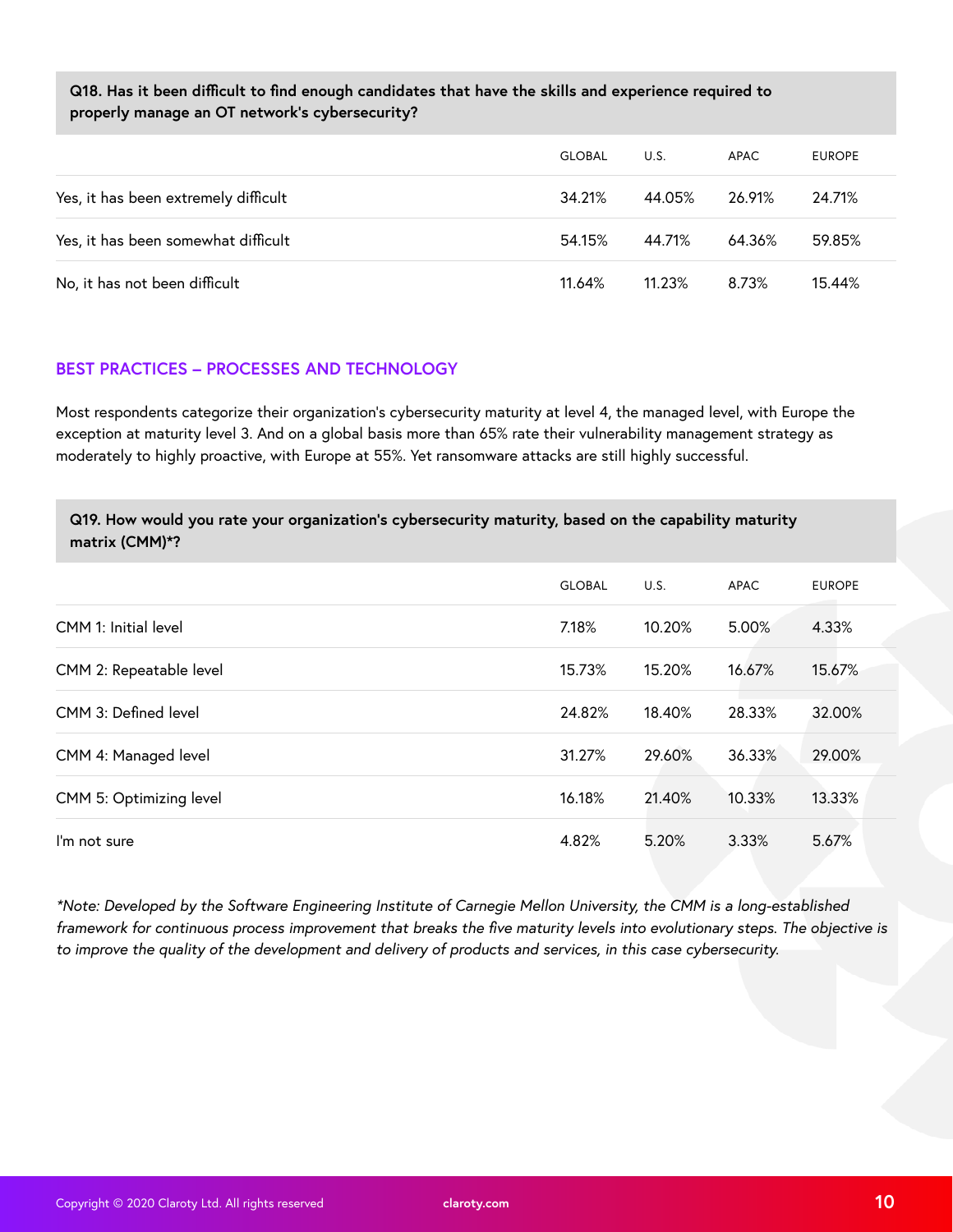**Q18. Has it been difficult to find enough candidates that have the skills and experience required to properly manage an OT network's cybersecurity?**

| | GLOBAL | U.S. | APAC | EUROPE |
|---|---|---|---|---|
| Yes, it has been extremely difficult | 34.21% | 44.05% | 26.91% | 24.71% |
| Yes, it has been somewhat difficult | 54.15% | 44.71% | 64.36% | 59.85% |
| No, it has not been difficult | 11.64% | 11.23% | 8.73% | 15.44% |

## BEST PRACTICES – PROCESSES AND TECHNOLOGY

Most respondents categorize their organization's cybersecurity maturity at level 4, the managed level, with Europe the exception at maturity level 3. And on a global basis more than 65% rate their vulnerability management strategy as moderately to highly proactive, with Europe at 55%. Yet ransomware attacks are still highly successful.

**Q19. How would you rate your organization's cybersecurity maturity, based on the capability maturity matrix (CMM)*?**

| | GLOBAL | U.S. | APAC | EUROPE |
|---|---|---|---|---|
| CMM 1: Initial level | 7.18% | 10.20% | 5.00% | 4.33% |
| CMM 2: Repeatable level | 15.73% | 15.20% | 16.67% | 15.67% |
| CMM 3: Defined level | 24.82% | 18.40% | 28.33% | 32.00% |
| CMM 4: Managed level | 31.27% | 29.60% | 36.33% | 29.00% |
| CMM 5: Optimizing level | 16.18% | 21.40% | 10.33% | 13.33% |
| I'm not sure | 4.82% | 5.20% | 3.33% | 5.67% |

*\*Note: Developed by the Software Engineering Institute of Carnegie Mellon University, the CMM is a long-established framework for continuous process improvement that breaks the five maturity levels into evolutionary steps. The objective is to improve the quality of the development and delivery of products and services, in this case cybersecurity.*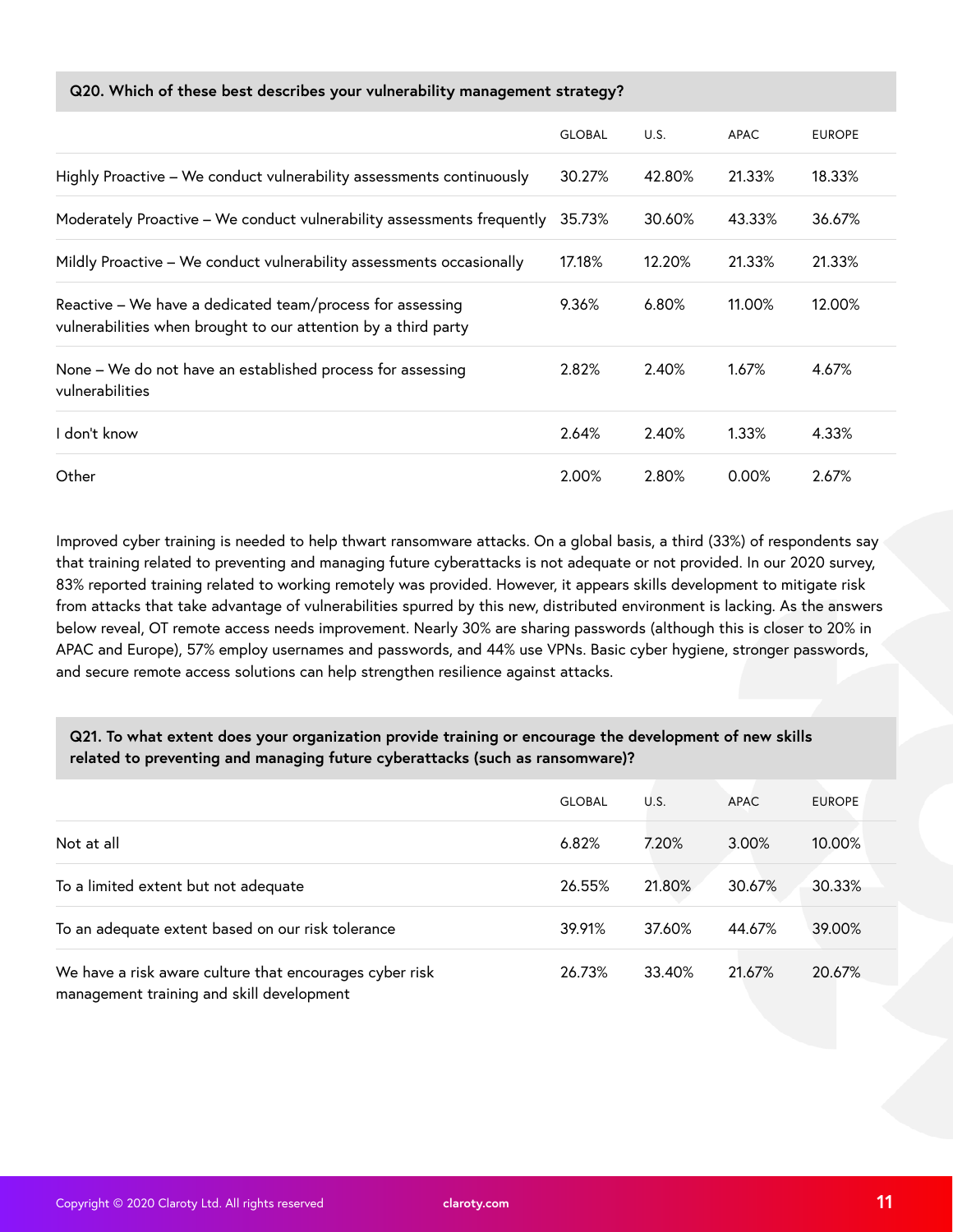**Q20. Which of these best describes your vulnerability management strategy?**

| | GLOBAL | U.S. | APAC | EUROPE |
|---|---|---|---|---|
| Highly Proactive – We conduct vulnerability assessments continuously | 30.27% | 42.80% | 21.33% | 18.33% |
| Moderately Proactive – We conduct vulnerability assessments frequently | 35.73% | 30.60% | 43.33% | 36.67% |
| Mildly Proactive – We conduct vulnerability assessments occasionally | 17.18% | 12.20% | 21.33% | 21.33% |
| Reactive – We have a dedicated team/process for assessing vulnerabilities when brought to our attention by a third party | 9.36% | 6.80% | 11.00% | 12.00% |
| None – We do not have an established process for assessing vulnerabilities | 2.82% | 2.40% | 1.67% | 4.67% |
| I don't know | 2.64% | 2.40% | 1.33% | 4.33% |
| Other | 2.00% | 2.80% | 0.00% | 2.67% |

Improved cyber training is needed to help thwart ransomware attacks. On a global basis, a third (33%) of respondents say that training related to preventing and managing future cyberattacks is not adequate or not provided. In our 2020 survey, 83% reported training related to working remotely was provided. However, it appears skills development to mitigate risk from attacks that take advantage of vulnerabilities spurred by this new, distributed environment is lacking. As the answers below reveal, OT remote access needs improvement. Nearly 30% are sharing passwords (although this is closer to 20% in APAC and Europe), 57% employ usernames and passwords, and 44% use VPNs. Basic cyber hygiene, stronger passwords, and secure remote access solutions can help strengthen resilience against attacks.

**Q21. To what extent does your organization provide training or encourage the development of new skills related to preventing and managing future cyberattacks (such as ransomware)?**

| | GLOBAL | U.S. | APAC | EUROPE |
|---|---|---|---|---|
| Not at all | 6.82% | 7.20% | 3.00% | 10.00% |
| To a limited extent but not adequate | 26.55% | 21.80% | 30.67% | 30.33% |
| To an adequate extent based on our risk tolerance | 39.91% | 37.60% | 44.67% | 39.00% |
| We have a risk aware culture that encourages cyber risk management training and skill development | 26.73% | 33.40% | 21.67% | 20.67% |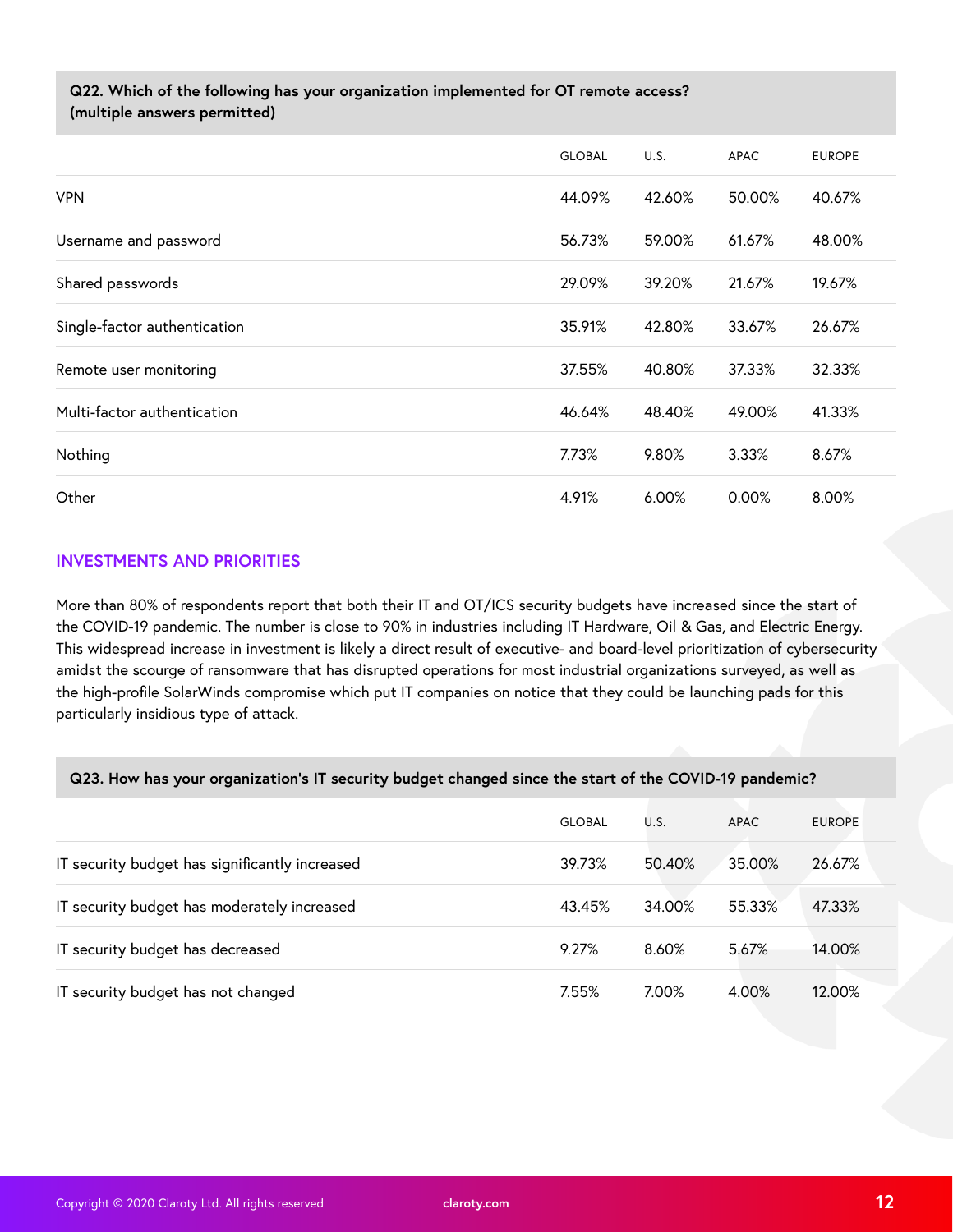**Q22. Which of the following has your organization implemented for OT remote access? (multiple answers permitted)**

| | GLOBAL | U.S. | APAC | EUROPE |
|---|---|---|---|---|
| VPN | 44.09% | 42.60% | 50.00% | 40.67% |
| Username and password | 56.73% | 59.00% | 61.67% | 48.00% |
| Shared passwords | 29.09% | 39.20% | 21.67% | 19.67% |
| Single-factor authentication | 35.91% | 42.80% | 33.67% | 26.67% |
| Remote user monitoring | 37.55% | 40.80% | 37.33% | 32.33% |
| Multi-factor authentication | 46.64% | 48.40% | 49.00% | 41.33% |
| Nothing | 7.73% | 9.80% | 3.33% | 8.67% |
| Other | 4.91% | 6.00% | 0.00% | 8.00% |

## INVESTMENTS AND PRIORITIES

More than 80% of respondents report that both their IT and OT/ICS security budgets have increased since the start of the COVID-19 pandemic. The number is close to 90% in industries including IT Hardware, Oil & Gas, and Electric Energy. This widespread increase in investment is likely a direct result of executive- and board-level prioritization of cybersecurity amidst the scourge of ransomware that has disrupted operations for most industrial organizations surveyed, as well as the high-profile SolarWinds compromise which put IT companies on notice that they could be launching pads for this particularly insidious type of attack.

**Q23. How has your organization's IT security budget changed since the start of the COVID-19 pandemic?**

| | GLOBAL | U.S. | APAC | EUROPE |
|---|---|---|---|---|
| IT security budget has significantly increased | 39.73% | 50.40% | 35.00% | 26.67% |
| IT security budget has moderately increased | 43.45% | 34.00% | 55.33% | 47.33% |
| IT security budget has decreased | 9.27% | 8.60% | 5.67% | 14.00% |
| IT security budget has not changed | 7.55% | 7.00% | 4.00% | 12.00% |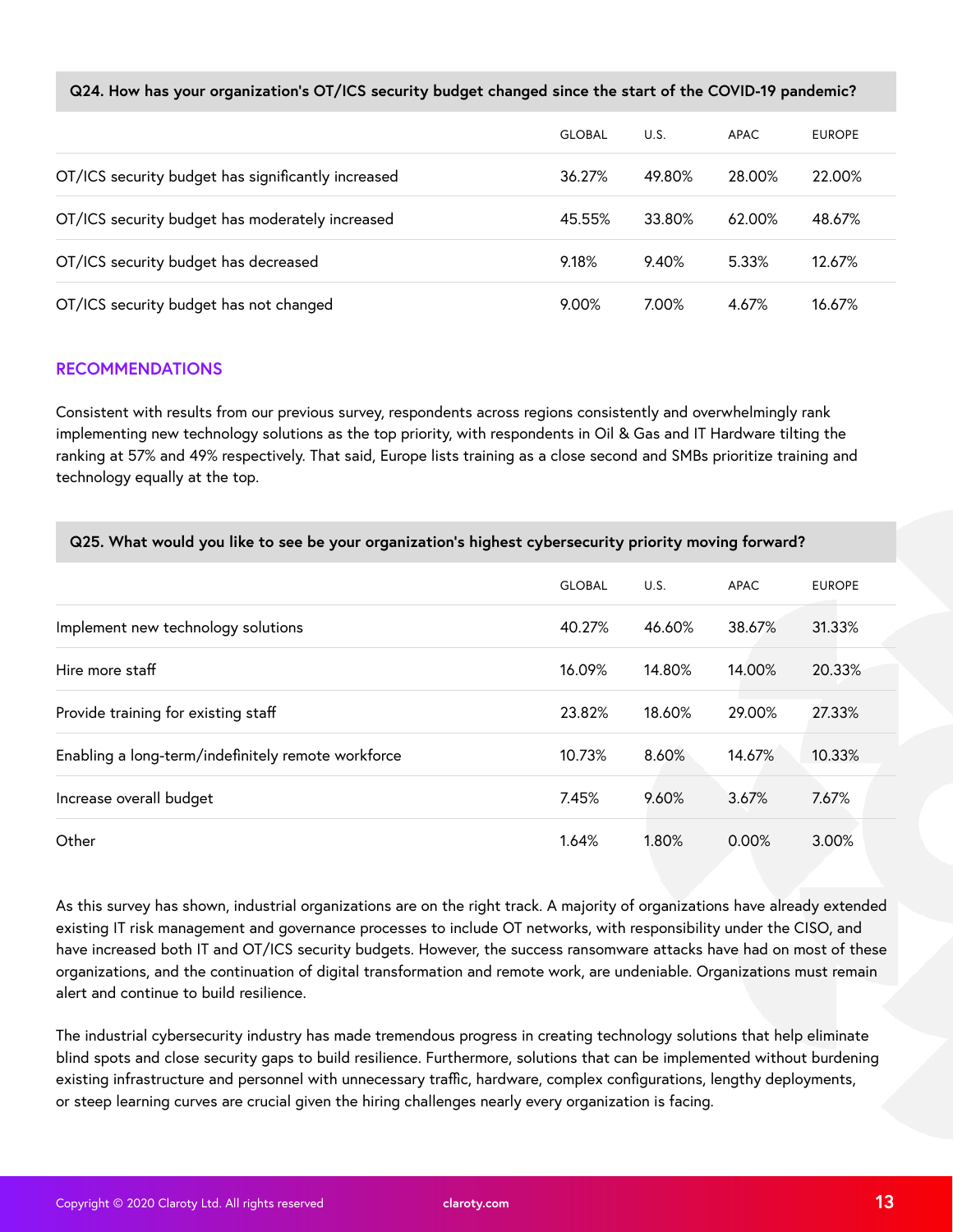| Q24. How has your organization's OT/ICS security budget changed since the start of the COVID-19 pandemic? | | | | |
|---|---|---|---|---|
| | GLOBAL | U.S. | APAC | EUROPE |
| OT/ICS security budget has significantly increased | 36.27% | 49.80% | 28.00% | 22.00% |
| OT/ICS security budget has moderately increased | 45.55% | 33.80% | 62.00% | 48.67% |
| OT/ICS security budget has decreased | 9.18% | 9.40% | 5.33% | 12.67% |
| OT/ICS security budget has not changed | 9.00% | 7.00% | 4.67% | 16.67% |

## RECOMMENDATIONS

Consistent with results from our previous survey, respondents across regions consistently and overwhelmingly rank implementing new technology solutions as the top priority, with respondents in Oil & Gas and IT Hardware tilting the ranking at 57% and 49% respectively. That said, Europe lists training as a close second and SMBs prioritize training and technology equally at the top.

| Q25. What would you like to see be your organization's highest cybersecurity priority moving forward? | | | | |
|---|---|---|---|---|
| | GLOBAL | U.S. | APAC | EUROPE |
| Implement new technology solutions | 40.27% | 46.60% | 38.67% | 31.33% |
| Hire more staff | 16.09% | 14.80% | 14.00% | 20.33% |
| Provide training for existing staff | 23.82% | 18.60% | 29.00% | 27.33% |
| Enabling a long-term/indefinitely remote workforce | 10.73% | 8.60% | 14.67% | 10.33% |
| Increase overall budget | 7.45% | 9.60% | 3.67% | 7.67% |
| Other | 1.64% | 1.80% | 0.00% | 3.00% |

As this survey has shown, industrial organizations are on the right track. A majority of organizations have already extended existing IT risk management and governance processes to include OT networks, with responsibility under the CISO, and have increased both IT and OT/ICS security budgets. However, the success ransomware attacks have had on most of these organizations, and the continuation of digital transformation and remote work, are undeniable. Organizations must remain alert and continue to build resilience.

The industrial cybersecurity industry has made tremendous progress in creating technology solutions that help eliminate blind spots and close security gaps to build resilience. Furthermore, solutions that can be implemented without burdening existing infrastructure and personnel with unnecessary traffic, hardware, complex configurations, lengthy deployments, or steep learning curves are crucial given the hiring challenges nearly every organization is facing.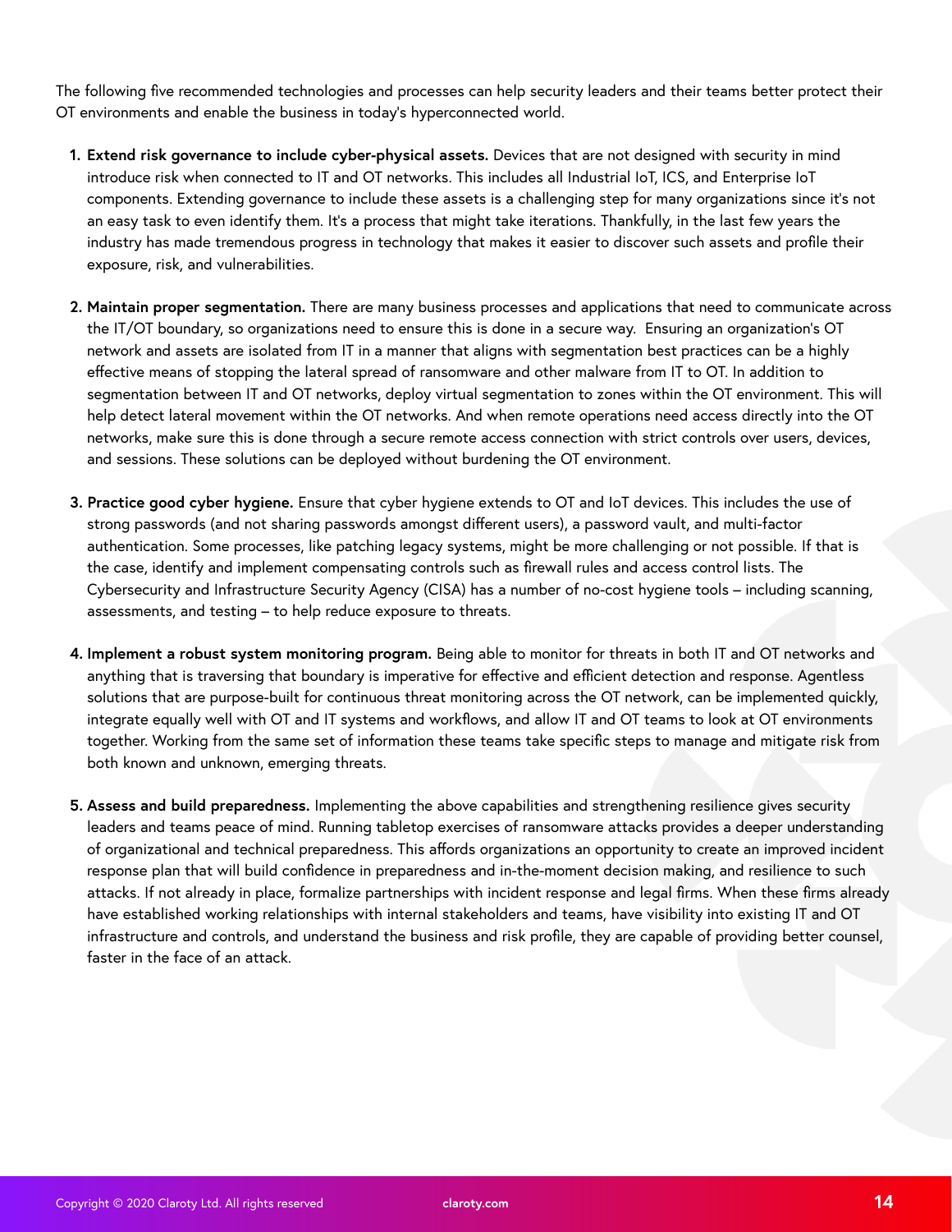The following five recommended technologies and processes can help security leaders and their teams better protect their OT environments and enable the business in today's hyperconnected world.

1. **Extend risk governance to include cyber-physical assets.** Devices that are not designed with security in mind introduce risk when connected to IT and OT networks. This includes all Industrial IoT, ICS, and Enterprise IoT components. Extending governance to include these assets is a challenging step for many organizations since it's not an easy task to even identify them. It's a process that might take iterations. Thankfully, in the last few years the industry has made tremendous progress in technology that makes it easier to discover such assets and profile their exposure, risk, and vulnerabilities.

2. **Maintain proper segmentation.** There are many business processes and applications that need to communicate across the IT/OT boundary, so organizations need to ensure this is done in a secure way. Ensuring an organization's OT network and assets are isolated from IT in a manner that aligns with segmentation best practices can be a highly effective means of stopping the lateral spread of ransomware and other malware from IT to OT. In addition to segmentation between IT and OT networks, deploy virtual segmentation to zones within the OT environment. This will help detect lateral movement within the OT networks. And when remote operations need access directly into the OT networks, make sure this is done through a secure remote access connection with strict controls over users, devices, and sessions. These solutions can be deployed without burdening the OT environment.

3. **Practice good cyber hygiene.** Ensure that cyber hygiene extends to OT and IoT devices. This includes the use of strong passwords (and not sharing passwords amongst different users), a password vault, and multi-factor authentication. Some processes, like patching legacy systems, might be more challenging or not possible. If that is the case, identify and implement compensating controls such as firewall rules and access control lists. The Cybersecurity and Infrastructure Security Agency (CISA) has a number of no-cost hygiene tools – including scanning, assessments, and testing – to help reduce exposure to threats.

4. **Implement a robust system monitoring program.** Being able to monitor for threats in both IT and OT networks and anything that is traversing that boundary is imperative for effective and efficient detection and response. Agentless solutions that are purpose-built for continuous threat monitoring across the OT network, can be implemented quickly, integrate equally well with OT and IT systems and workflows, and allow IT and OT teams to look at OT environments together. Working from the same set of information these teams take specific steps to manage and mitigate risk from both known and unknown, emerging threats.

5. **Assess and build preparedness.** Implementing the above capabilities and strengthening resilience gives security leaders and teams peace of mind. Running tabletop exercises of ransomware attacks provides a deeper understanding of organizational and technical preparedness. This affords organizations an opportunity to create an improved incident response plan that will build confidence in preparedness and in-the-moment decision making, and resilience to such attacks. If not already in place, formalize partnerships with incident response and legal firms. When these firms already have established working relationships with internal stakeholders and teams, have visibility into existing IT and OT infrastructure and controls, and understand the business and risk profile, they are capable of providing better counsel, faster in the face of an attack.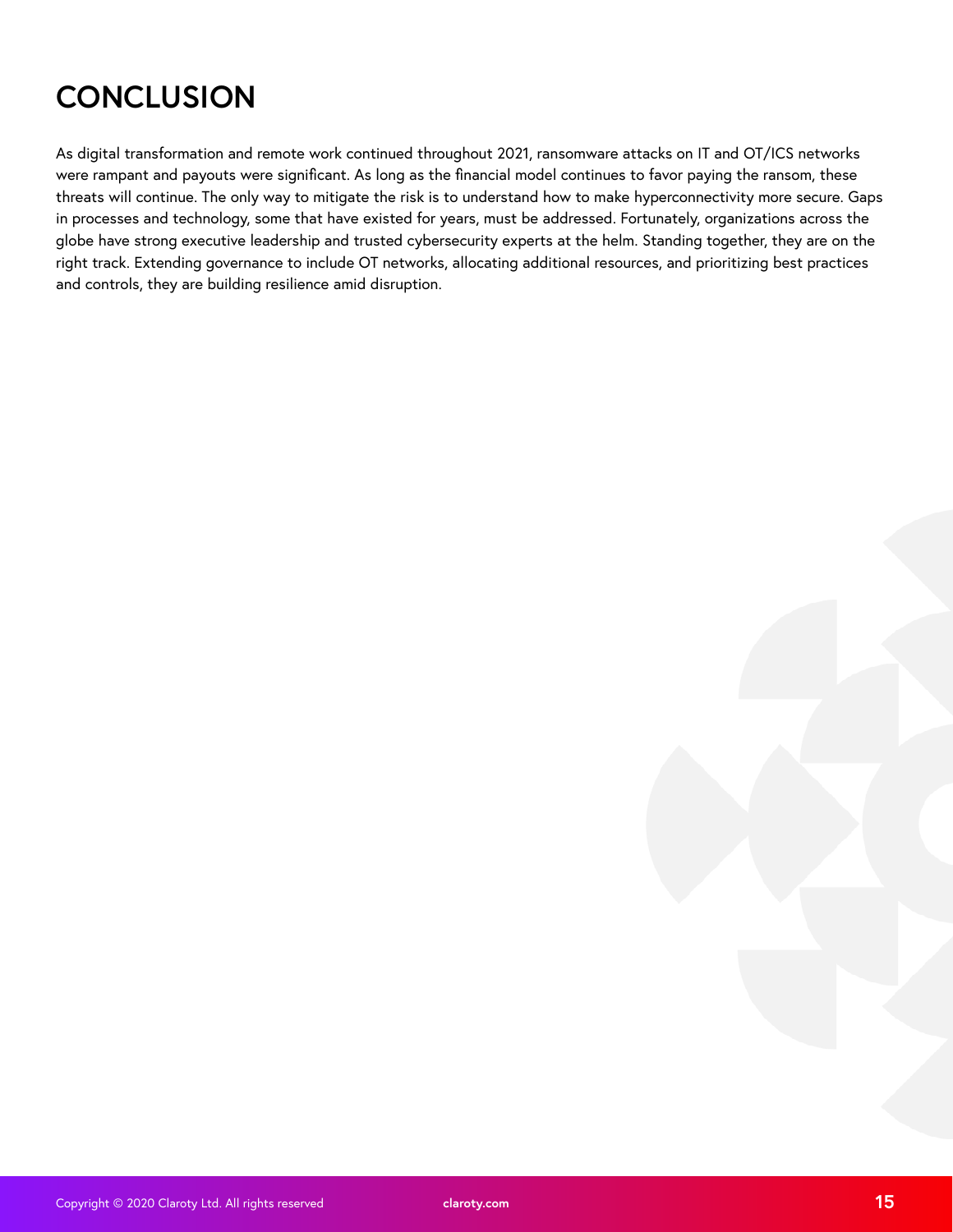# CONCLUSION

As digital transformation and remote work continued throughout 2021, ransomware attacks on IT and OT/ICS networks were rampant and payouts were significant. As long as the financial model continues to favor paying the ransom, these threats will continue. The only way to mitigate the risk is to understand how to make hyperconnectivity more secure. Gaps in processes and technology, some that have existed for years, must be addressed. Fortunately, organizations across the globe have strong executive leadership and trusted cybersecurity experts at the helm. Standing together, they are on the right track. Extending governance to include OT networks, allocating additional resources, and prioritizing best practices and controls, they are building resilience amid disruption.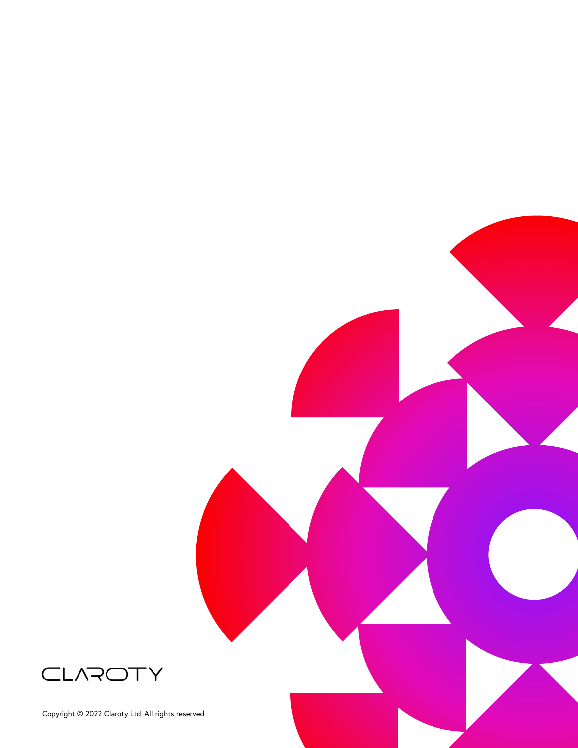CLAROTY

Copyright © 2022 Claroty Ltd. All rights reserved